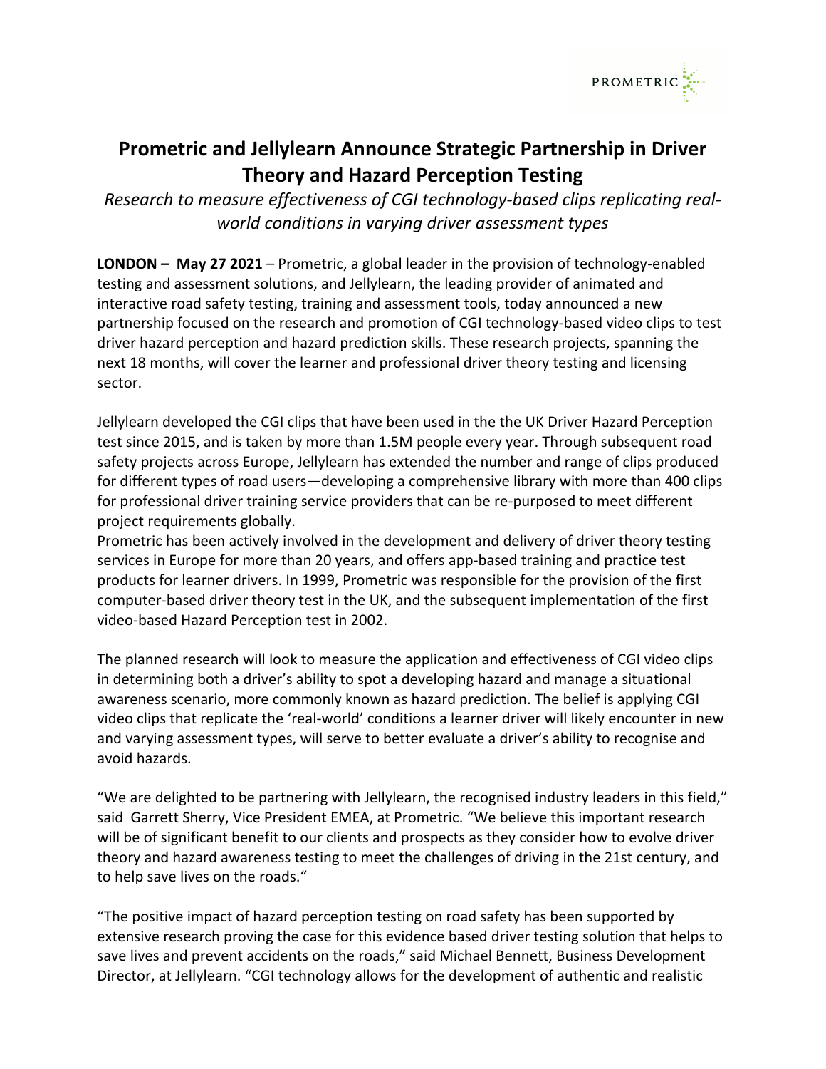# Prometric and Jellylearn Announce Strategic Partnership in Driver Theory and Hazard Perception Testing

*Research to measure effectiveness of CGI technology-based clips replicating real-world conditions in varying driver assessment types*

**LONDON – May 27 2021** – Prometric, a global leader in the provision of technology-enabled testing and assessment solutions, and Jellylearn, the leading provider of animated and interactive road safety testing, training and assessment tools, today announced a new partnership focused on the research and promotion of CGI technology-based video clips to test driver hazard perception and hazard prediction skills. These research projects, spanning the next 18 months, will cover the learner and professional driver theory testing and licensing sector.

Jellylearn developed the CGI clips that have been used in the the UK Driver Hazard Perception test since 2015, and is taken by more than 1.5M people every year. Through subsequent road safety projects across Europe, Jellylearn has extended the number and range of clips produced for different types of road users—developing a comprehensive library with more than 400 clips for professional driver training service providers that can be re-purposed to meet different project requirements globally.

Prometric has been actively involved in the development and delivery of driver theory testing services in Europe for more than 20 years, and offers app-based training and practice test products for learner drivers. In 1999, Prometric was responsible for the provision of the first computer-based driver theory test in the UK, and the subsequent implementation of the first video-based Hazard Perception test in 2002.

The planned research will look to measure the application and effectiveness of CGI video clips in determining both a driver's ability to spot a developing hazard and manage a situational awareness scenario, more commonly known as hazard prediction. The belief is applying CGI video clips that replicate the 'real-world' conditions a learner driver will likely encounter in new and varying assessment types, will serve to better evaluate a driver's ability to recognise and avoid hazards.

"We are delighted to be partnering with Jellylearn, the recognised industry leaders in this field," said Garrett Sherry, Vice President EMEA, at Prometric. "We believe this important research will be of significant benefit to our clients and prospects as they consider how to evolve driver theory and hazard awareness testing to meet the challenges of driving in the 21st century, and to help save lives on the roads."

"The positive impact of hazard perception testing on road safety has been supported by extensive research proving the case for this evidence based driver testing solution that helps to save lives and prevent accidents on the roads," said Michael Bennett, Business Development Director, at Jellylearn. "CGI technology allows for the development of authentic and realistic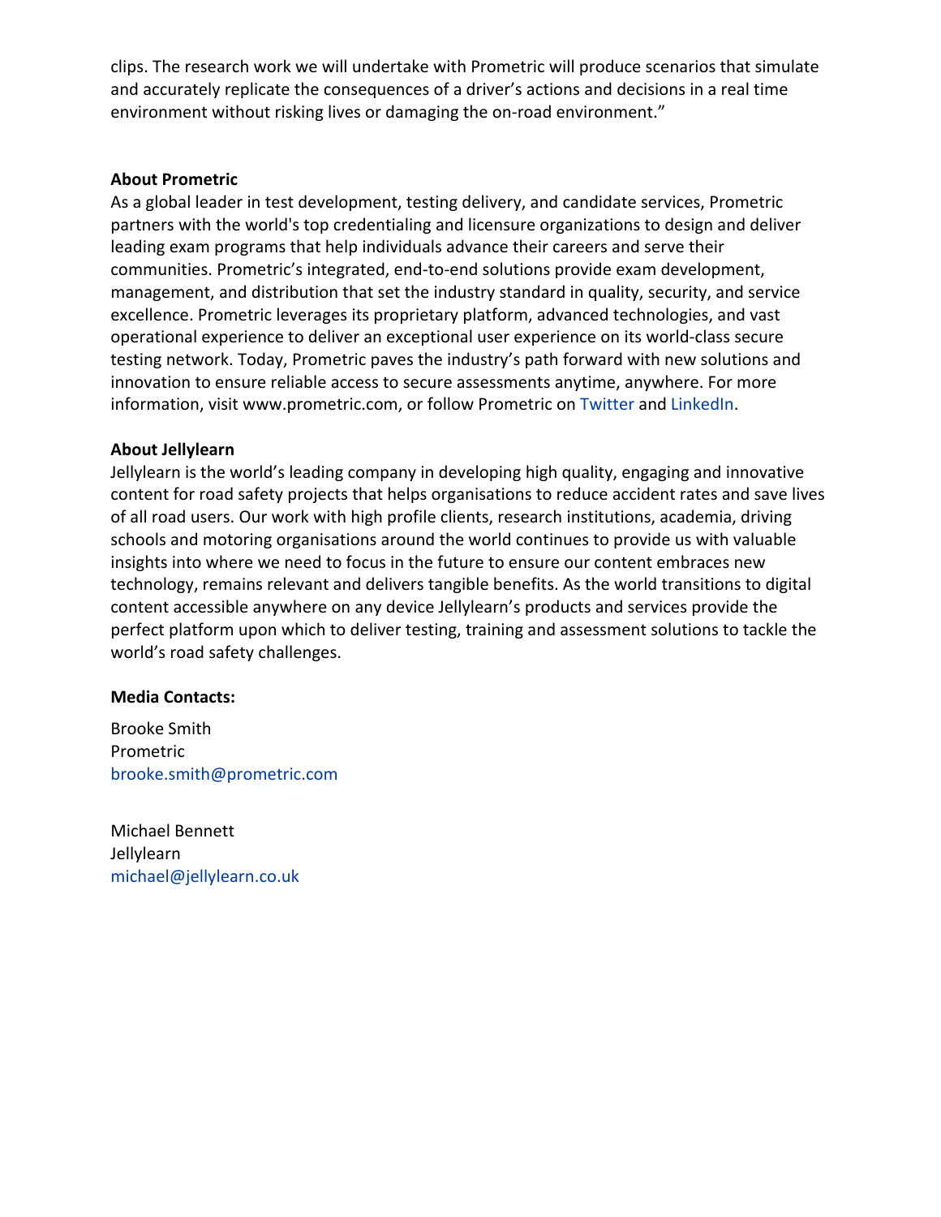clips. The research work we will undertake with Prometric will produce scenarios that simulate and accurately replicate the consequences of a driver's actions and decisions in a real time environment without risking lives or damaging the on-road environment."

**About Prometric**

As a global leader in test development, testing delivery, and candidate services, Prometric partners with the world's top credentialing and licensure organizations to design and deliver leading exam programs that help individuals advance their careers and serve their communities. Prometric's integrated, end-to-end solutions provide exam development, management, and distribution that set the industry standard in quality, security, and service excellence. Prometric leverages its proprietary platform, advanced technologies, and vast operational experience to deliver an exceptional user experience on its world-class secure testing network. Today, Prometric paves the industry's path forward with new solutions and innovation to ensure reliable access to secure assessments anytime, anywhere. For more information, visit www.prometric.com, or follow Prometric on Twitter and LinkedIn.

**About Jellylearn**

Jellylearn is the world's leading company in developing high quality, engaging and innovative content for road safety projects that helps organisations to reduce accident rates and save lives of all road users. Our work with high profile clients, research institutions, academia, driving schools and motoring organisations around the world continues to provide us with valuable insights into where we need to focus in the future to ensure our content embraces new technology, remains relevant and delivers tangible benefits. As the world transitions to digital content accessible anywhere on any device Jellylearn's products and services provide the perfect platform upon which to deliver testing, training and assessment solutions to tackle the world's road safety challenges.

**Media Contacts:**

Brooke Smith
Prometric
brooke.smith@prometric.com

Michael Bennett
Jellylearn
michael@jellylearn.co.uk